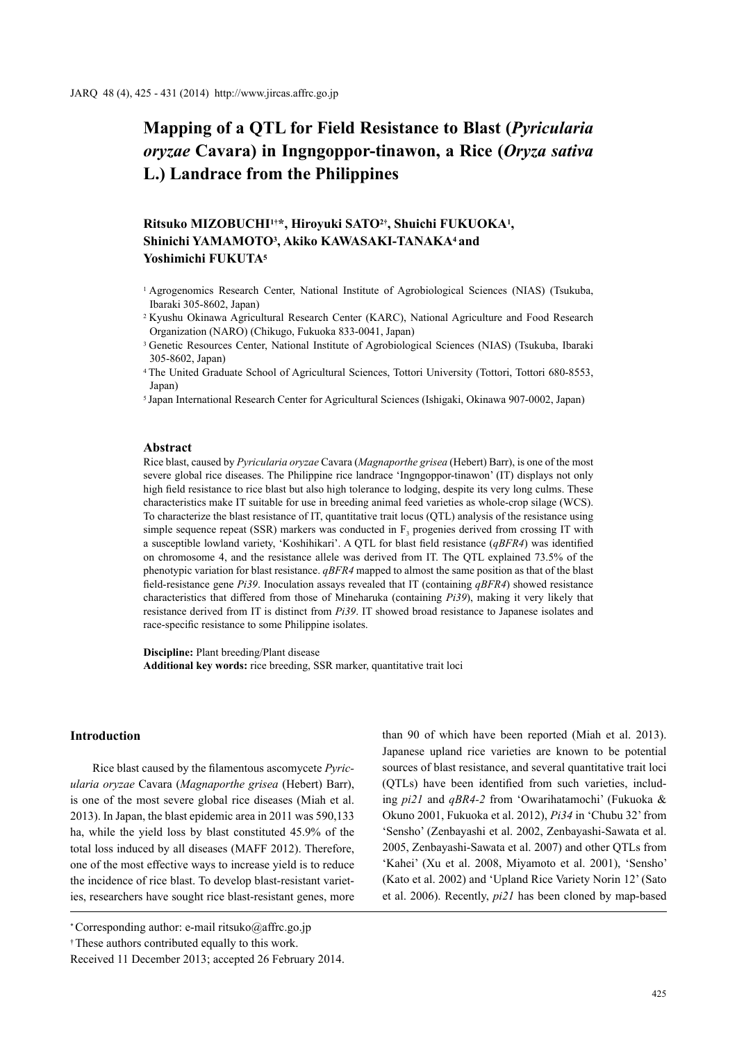# Mapping of a QTL for Field Resistance to Blast (*Pyricularia oryzae* Cavara) in Inngoppor-tinawon, a Rice (*Oryza sativa* L.) Landrace from the Philippines

**Ritsuko MIZOBUCHI[1†*], Hiroyuki SATO[2†], Shuichi FUKUOKA[1], Shinichi YAMAMOTO[3], Akiko KAWASAKI-TANAKA[4] and Yoshimichi FUKUTA[5]**

[1] Agrogenomics Research Center, National Institute of Agrobiological Sciences (NIAS) (Tsukuba, Ibaraki 305-8602, Japan)

[2] Kyushu Okinawa Agricultural Research Center (KARC), National Agriculture and Food Research Organization (NARO) (Chikugo, Fukuoka 833-0041, Japan)

[3] Genetic Resources Center, National Institute of Agrobiological Sciences (NIAS) (Tsukuba, Ibaraki 305-8602, Japan)

[4] The United Graduate School of Agricultural Sciences, Tottori University (Tottori, Tottori 680-8553, Japan)

[5] Japan International Research Center for Agricultural Sciences (Ishigaki, Okinawa 907-0002, Japan)

## Abstract

Rice blast, caused by *Pyricularia oryzae* Cavara (*Magnaporthe grisea* (Hebert) Barr), is one of the most severe global rice diseases. The Philippine rice landrace 'Inngoppor-tinawon' (IT) displays not only high field resistance to rice blast but also high tolerance to lodging, despite its very long culms. These characteristics make IT suitable for use in breeding animal feed varieties as whole-crop silage (WCS). To characterize the blast resistance of IT, quantitative trait locus (QTL) analysis of the resistance using simple sequence repeat (SSR) markers was conducted in $F_3$ progenies derived from crossing IT with a susceptible lowland variety, 'Koshihikari'. A QTL for blast field resistance (*qBFR4*) was identified on chromosome 4, and the resistance allele was derived from IT. The QTL explained 73.5% of the phenotypic variation for blast resistance. *qBFR4* mapped to almost the same position as that of the blast field-resistance gene *Pi39*. Inoculation assays revealed that IT (containing *qBFR4*) showed resistance characteristics that differed from those of Mineharuka (containing *Pi39*), making it very likely that resistance derived from IT is distinct from *Pi39*. IT showed broad resistance to Japanese isolates and race-specific resistance to some Philippine isolates.

**Discipline:** Plant breeding/Plant disease
**Additional key words:** rice breeding, SSR marker, quantitative trait loci

## Introduction

Rice blast caused by the filamentous ascomycete *Pyricularia oryzae* Cavara (*Magnaporthe grisea* (Hebert) Barr), is one of the most severe global rice diseases (Miah et al. 2013). In Japan, the blast epidemic area in 2011 was 590,133 ha, while the yield loss by blast constituted 45.9% of the total loss induced by all diseases (MAFF 2012). Therefore, one of the most effective ways to increase yield is to reduce the incidence of rice blast. To develop blast-resistant varieties, researchers have sought rice blast-resistant genes, more than 90 of which have been reported (Miah et al. 2013). Japanese upland rice varieties are known to be potential sources of blast resistance, and several quantitative trait loci (QTLs) have been identified from such varieties, including *pi21* and *qBR4-2* from 'Owarihatamochi' (Fukuoka & Okuno 2001, Fukuoka et al. 2012), *Pi34* in 'Chubu 32' from 'Sensho' (Zenbayashi et al. 2002, Zenbayashi-Sawata et al. 2005, Zenbayashi-Sawata et al. 2007) and other QTLs from 'Kahei' (Xu et al. 2008, Miyamoto et al. 2001), 'Sensho' (Kato et al. 2002) and 'Upland Rice Variety Norin 12' (Sato et al. 2006). Recently, *pi21* has been cloned by map-based

* Corresponding author: e-mail ritsuko@affrc.go.jp

† These authors contributed equally to this work.

Received 11 December 2013; accepted 26 February 2014.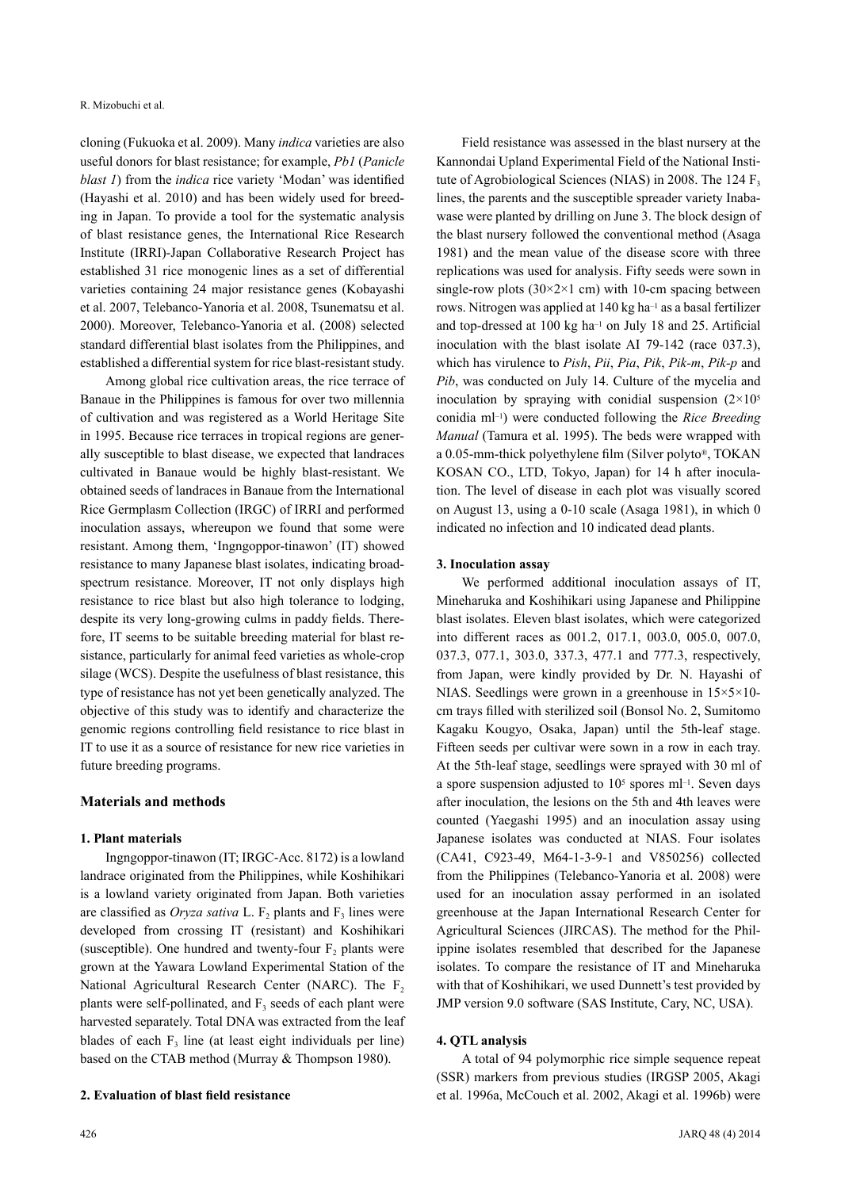cloning (Fukuoka et al. 2009). Many *indica* varieties are also useful donors for blast resistance; for example, *Pb1* (*Panicle blast 1*) from the *indica* rice variety 'Modan' was identified (Hayashi et al. 2010) and has been widely used for breeding in Japan. To provide a tool for the systematic analysis of blast resistance genes, the International Rice Research Institute (IRRI)-Japan Collaborative Research Project has established 31 rice monogenic lines as a set of differential varieties containing 24 major resistance genes (Kobayashi et al. 2007, Telebanco-Yanoria et al. 2008, Tsunematsu et al. 2000). Moreover, Telebanco-Yanoria et al. (2008) selected standard differential blast isolates from the Philippines, and established a differential system for rice blast-resistant study.

Among global rice cultivation areas, the rice terrace of Banaue in the Philippines is famous for over two millennia of cultivation and was registered as a World Heritage Site in 1995. Because rice terraces in tropical regions are generally susceptible to blast disease, we expected that landraces cultivated in Banaue would be highly blast-resistant. We obtained seeds of landraces in Banaue from the International Rice Germplasm Collection (IRGC) of IRRI and performed inoculation assays, whereupon we found that some were resistant. Among them, 'Ingngoppor-tinawon' (IT) showed resistance to many Japanese blast isolates, indicating broad-spectrum resistance. Moreover, IT not only displays high resistance to rice blast but also high tolerance to lodging, despite its very long-growing culms in paddy fields. Therefore, IT seems to be suitable breeding material for blast resistance, particularly for animal feed varieties as whole-crop silage (WCS). Despite the usefulness of blast resistance, this type of resistance has not yet been genetically analyzed. The objective of this study was to identify and characterize the genomic regions controlling field resistance to rice blast in IT to use it as a source of resistance for new rice varieties in future breeding programs.

## Materials and methods

### 1. Plant materials

Ingngoppor-tinawon (IT; IRGC-Acc. 8172) is a lowland landrace originated from the Philippines, while Koshihikari is a lowland variety originated from Japan. Both varieties are classified as *Oryza sativa* L. $F_2$ plants and $F_3$ lines were developed from crossing IT (resistant) and Koshihikari (susceptible). One hundred and twenty-four $F_2$ plants were grown at the Yawara Lowland Experimental Station of the National Agricultural Research Center (NARC). The $F_2$ plants were self-pollinated, and $F_3$ seeds of each plant were harvested separately. Total DNA was extracted from the leaf blades of each $F_3$ line (at least eight individuals per line) based on the CTAB method (Murray & Thompson 1980).

### 2. Evaluation of blast field resistance

Field resistance was assessed in the blast nursery at the Kannondai Upland Experimental Field of the National Institute of Agrobiological Sciences (NIAS) in 2008. The 124 $F_3$ lines, the parents and the susceptible spreader variety Inabawase were planted by drilling on June 3. The block design of the blast nursery followed the conventional method (Asaga 1981) and the mean value of the disease score with three replications was used for analysis. Fifty seeds were sown in single-row plots (30×2×1 cm) with 10-cm spacing between rows. Nitrogen was applied at 140 kg ha$^{-1}$ as a basal fertilizer and top-dressed at 100 kg ha$^{-1}$ on July 18 and 25. Artificial inoculation with the blast isolate AI 79-142 (race 037.3), which has virulence to *Pish*, *Pii*, *Pia*, *Pik*, *Pik-m*, *Pik-p* and *Pib*, was conducted on July 14. Culture of the mycelia and inoculation by spraying with conidial suspension ($2\times10^5$ conidia ml$^{-1}$) were conducted following the *Rice Breeding Manual* (Tamura et al. 1995). The beds were wrapped with a 0.05-mm-thick polyethylene film (Silver polyto®, TOKAN KOSAN CO., LTD, Tokyo, Japan) for 14 h after inoculation. The level of disease in each plot was visually scored on August 13, using a 0-10 scale (Asaga 1981), in which 0 indicated no infection and 10 indicated dead plants.

### 3. Inoculation assay

We performed additional inoculation assays of IT, Mineharuka and Koshihikari using Japanese and Philippine blast isolates. Eleven blast isolates, which were categorized into different races as 001.2, 017.1, 003.0, 005.0, 007.0, 037.3, 077.1, 303.0, 337.3, 477.1 and 777.3, respectively, from Japan, were kindly provided by Dr. N. Hayashi of NIAS. Seedlings were grown in a greenhouse in 15×5×10-cm trays filled with sterilized soil (Bonsol No. 2, Sumitomo Kagaku Kougyo, Osaka, Japan) until the 5th-leaf stage. Fifteen seeds per cultivar were sown in a row in each tray. At the 5th-leaf stage, seedlings were sprayed with 30 ml of a spore suspension adjusted to $10^5$ spores ml$^{-1}$. Seven days after inoculation, the lesions on the 5th and 4th leaves were counted (Yaegashi 1995) and an inoculation assay using Japanese isolates was conducted at NIAS. Four isolates (CA41, C923-49, M64-1-3-9-1 and V850256) collected from the Philippines (Telebanco-Yanoria et al. 2008) were used for an inoculation assay performed in an isolated greenhouse at the Japan International Research Center for Agricultural Sciences (JIRCAS). The method for the Philippine isolates resembled that described for the Japanese isolates. To compare the resistance of IT and Mineharuka with that of Koshihikari, we used Dunnett's test provided by JMP version 9.0 software (SAS Institute, Cary, NC, USA).

### 4. QTL analysis

A total of 94 polymorphic rice simple sequence repeat (SSR) markers from previous studies (IRGSP 2005, Akagi et al. 1996a, McCouch et al. 2002, Akagi et al. 1996b) were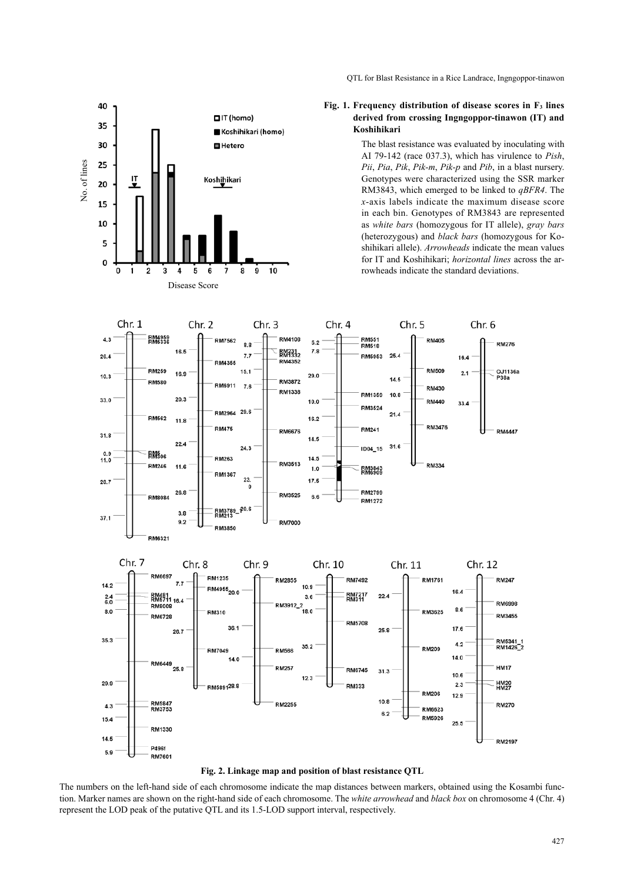**Fig. 1. Frequency distribution of disease scores in $F_3$ lines derived from crossing Ingngoppor-tinawon (IT) and Koshihikari**

The blast resistance was evaluated by inoculating with AI 79-142 (race 037.3), which has virulence to *Pish*, *Pii*, *Pia*, *Pik*, *Pik-m*, *Pik-p* and *Pib*, in a blast nursery. Genotypes were characterized using the SSR marker RM3843, which emerged to be linked to *qBFR4*. The *x*-axis labels indicate the maximum disease score in each bin. Genotypes of RM3843 are represented as *white bars* (homozygous for IT allele), *gray bars* (heterozygous) and *black bars* (homozygous for Koshihikari allele). *Arrowheads* indicate the mean values for IT and Koshihikari; *horizontal lines* across the arrowheads indicate the standard deviations.

**Fig. 2. Linkage map and position of blast resistance QTL**

The numbers on the left-hand side of each chromosome indicate the map distances between markers, obtained using the Kosambi function. Marker names are shown on the right-hand side of each chromosome. The *white arrowhead* and *black box* on chromosome 4 (Chr. 4) represent the LOD peak of the putative QTL and its 1.5-LOD support interval, respectively.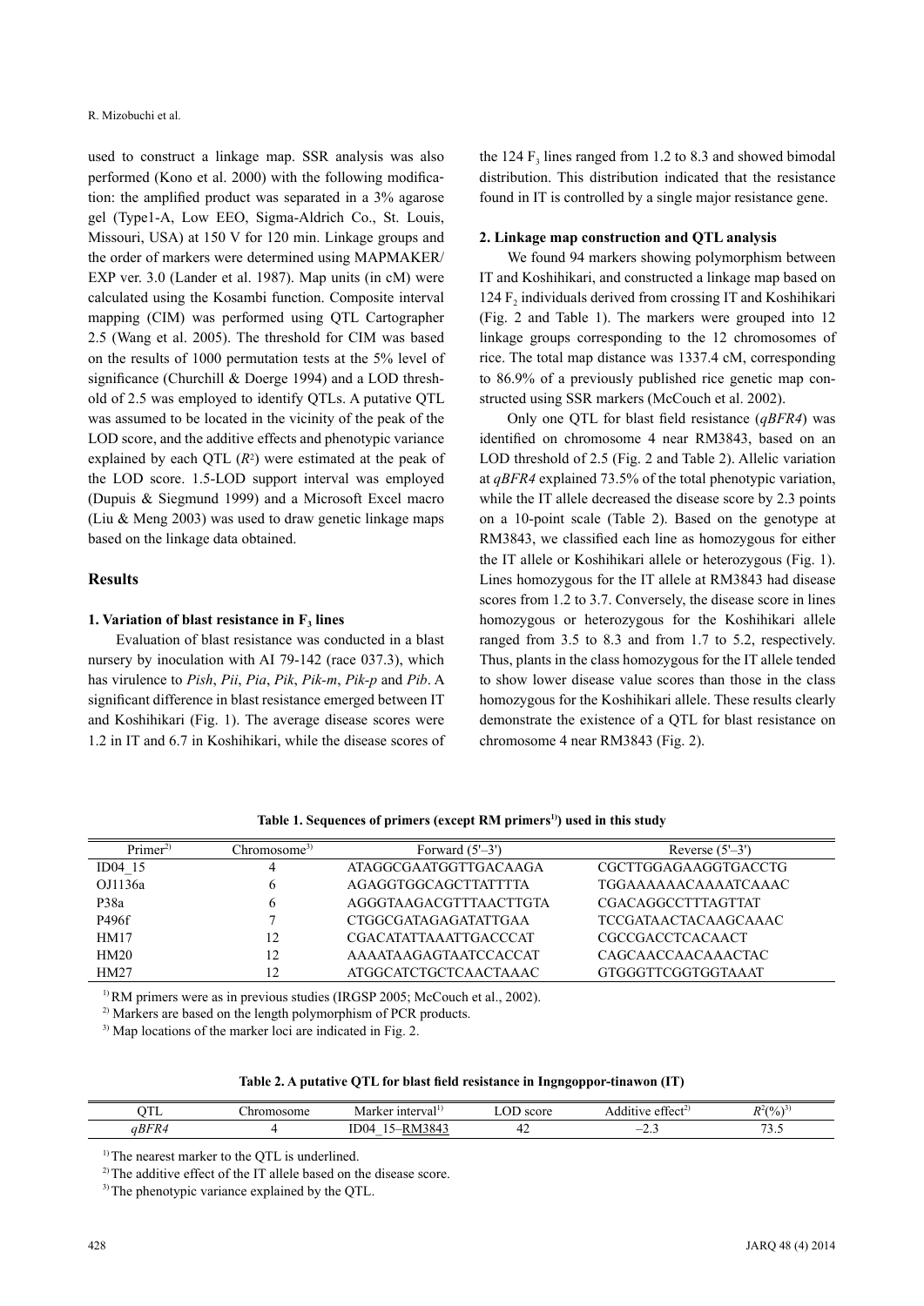used to construct a linkage map. SSR analysis was also performed (Kono et al. 2000) with the following modification: the amplified product was separated in a 3% agarose gel (Type1-A, Low EEO, Sigma-Aldrich Co., St. Louis, Missouri, USA) at 150 V for 120 min. Linkage groups and the order of markers were determined using MAPMAKER/EXP ver. 3.0 (Lander et al. 1987). Map units (in cM) were calculated using the Kosambi function. Composite interval mapping (CIM) was performed using QTL Cartographer 2.5 (Wang et al. 2005). The threshold for CIM was based on the results of 1000 permutation tests at the 5% level of significance (Churchill & Doerge 1994) and a LOD threshold of 2.5 was employed to identify QTLs. A putative QTL was assumed to be located in the vicinity of the peak of the LOD score, and the additive effects and phenotypic variance explained by each QTL ($R^2$) were estimated at the peak of the LOD score. 1.5-LOD support interval was employed (Dupuis & Siegmund 1999) and a Microsoft Excel macro (Liu & Meng 2003) was used to draw genetic linkage maps based on the linkage data obtained.

## Results

### 1. Variation of blast resistance in $F_3$ lines

Evaluation of blast resistance was conducted in a blast nursery by inoculation with AI 79-142 (race 037.3), which has virulence to *Pish*, *Pii*, *Pia*, *Pik*, *Pik-m*, *Pik-p* and *Pib*. A significant difference in blast resistance emerged between IT and Koshihikari (Fig. 1). The average disease scores were 1.2 in IT and 6.7 in Koshihikari, while the disease scores of the 124 $F_3$ lines ranged from 1.2 to 8.3 and showed bimodal distribution. This distribution indicated that the resistance found in IT is controlled by a single major resistance gene.

### 2. Linkage map construction and QTL analysis

We found 94 markers showing polymorphism between IT and Koshihikari, and constructed a linkage map based on 124 $F_2$ individuals derived from crossing IT and Koshihikari (Fig. 2 and Table 1). The markers were grouped into 12 linkage groups corresponding to the 12 chromosomes of rice. The total map distance was 1337.4 cM, corresponding to 86.9% of a previously published rice genetic map constructed using SSR markers (McCouch et al. 2002).

Only one QTL for blast field resistance (*qBFR4*) was identified on chromosome 4 near RM3843, based on an LOD threshold of 2.5 (Fig. 2 and Table 2). Allelic variation at *qBFR4* explained 73.5% of the total phenotypic variation, while the IT allele decreased the disease score by 2.3 points on a 10-point scale (Table 2). Based on the genotype at RM3843, we classified each line as homozygous for either the IT allele or Koshihikari allele or heterozygous (Fig. 1). Lines homozygous for the IT allele at RM3843 had disease scores from 1.2 to 3.7. Conversely, the disease score in lines homozygous or heterozygous for the Koshihikari allele ranged from 3.5 to 8.3 and from 1.7 to 5.2, respectively. Thus, plants in the class homozygous for the IT allele tended to show lower disease value scores than those in the class homozygous for the Koshihikari allele. These results clearly demonstrate the existence of a QTL for blast resistance on chromosome 4 near RM3843 (Fig. 2).

**Table 1. Sequences of primers (except RM primers[1]) used in this study**

| Primer[2] | Chromosome[3] | Forward (5'–3') | Reverse (5'–3') |
|---|---|---|---|
| ID04_15 | 4 | ATAGGCGAATGGTTGACAAGA | CGCTTGGAGAAGGTGACCTG |
| OJ1136a | 6 | AGAGGTGGCAGCTTATTTTA | TGGAAAAAACAAAATCAAAC |
| P38a | 6 | AGGGTAAGACGTTTAACTTGTA | CGACAGGCCTTTAGTTAT |
| P496f | 7 | CTGGCGATAGAGATATTGAA | TCCGATAACTACAAGCAAAC |
| HM17 | 12 | CGACATATTAAATTGACCCAT | CGCCGACCTCACAACT |
| HM20 | 12 | AAAATAAGAGTAATCCACCAT | CAGCAACCAACAAACTAC |
| HM27 | 12 | ATGGCATCTGCTCAACTAAAC | GTGGGTTCGGTGGTAAAT |

[1] RM primers were as in previous studies (IRGSP 2005; McCouch et al., 2002).
[2] Markers are based on the length polymorphism of PCR products.
[3] Map locations of the marker loci are indicated in Fig. 2.

**Table 2. A putative QTL for blast field resistance in Ingngoppor-tinawon (IT)**

| QTL | Chromosome | Marker interval[1] | LOD score | Additive effect[2] | $R^2$(%)[3] |
|---|---|---|---|---|---|
| *qBFR4* | 4 | ID04_15–<u>RM3843</u> | 42 | –2.3 | 73.5 |

[1] The nearest marker to the QTL is underlined.
[2] The additive effect of the IT allele based on the disease score.
[3] The phenotypic variance explained by the QTL.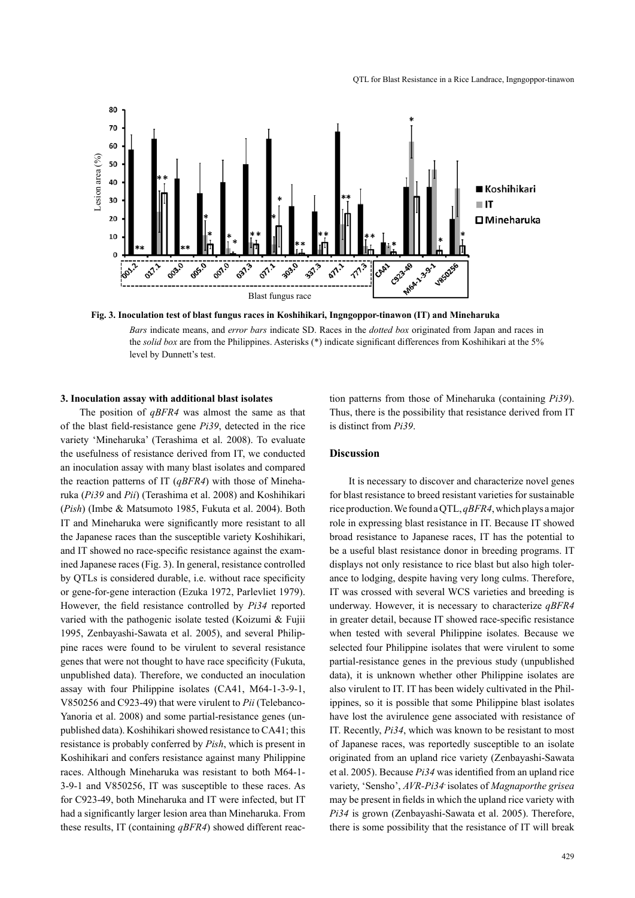**Fig. 3. Inoculation test of blast fungus races in Koshihikari, Ingngoppor-tinawon (IT) and Mineharuka**

*Bars* indicate means, and *error bars* indicate SD. Races in the *dotted box* originated from Japan and races in the *solid box* are from the Philippines. Asterisks (*) indicate significant differences from Koshihikari at the 5% level by Dunnett's test.

### 3. Inoculation assay with additional blast isolates

The position of *qBFR4* was almost the same as that of the blast field-resistance gene *Pi39*, detected in the rice variety 'Mineharuka' (Terashima et al. 2008). To evaluate the usefulness of resistance derived from IT, we conducted an inoculation assay with many blast isolates and compared the reaction patterns of IT (*qBFR4*) with those of Mineharuka (*Pi39* and *Pii*) (Terashima et al. 2008) and Koshihikari (*Pish*) (Imbe & Matsumoto 1985, Fukuta et al. 2004). Both IT and Mineharuka were significantly more resistant to all the Japanese races than the susceptible variety Koshihikari, and IT showed no race-specific resistance against the examined Japanese races (Fig. 3). In general, resistance controlled by QTLs is considered durable, i.e. without race specificity or gene-for-gene interaction (Ezuka 1972, Parlevliet 1979). However, the field resistance controlled by *Pi34* reported varied with the pathogenic isolate tested (Koizumi & Fujii 1995, Zenbayashi-Sawata et al. 2005), and several Philippine races were found to be virulent to several resistance genes that were not thought to have race specificity (Fukuta, unpublished data). Therefore, we conducted an inoculation assay with four Philippine isolates (CA41, M64-1-3-9-1, V850256 and C923-49) that were virulent to *Pii* (Telebanco-Yanoria et al. 2008) and some partial-resistance genes (unpublished data). Koshihikari showed resistance to CA41; this resistance is probably conferred by *Pish*, which is present in Koshihikari and confers resistance against many Philippine races. Although Mineharuka was resistant to both M64-1-3-9-1 and V850256, IT was susceptible to these races. As for C923-49, both Mineharuka and IT were infected, but IT had a significantly larger lesion area than Mineharuka. From these results, IT (containing *qBFR4*) showed different reaction patterns from those of Mineharuka (containing *Pi39*). Thus, there is the possibility that resistance derived from IT is distinct from *Pi39*.

## Discussion

It is necessary to discover and characterize novel genes for blast resistance to breed resistant varieties for sustainable rice production. We found a QTL, *qBFR4*, which plays a major role in expressing blast resistance in IT. Because IT showed broad resistance to Japanese races, IT has the potential to be a useful blast resistance donor in breeding programs. IT displays not only resistance to rice blast but also high tolerance to lodging, despite having very long culms. Therefore, IT was crossed with several WCS varieties and breeding is underway. However, it is necessary to characterize *qBFR4* in greater detail, because IT showed race-specific resistance when tested with several Philippine isolates. Because we selected four Philippine isolates that were virulent to some partial-resistance genes in the previous study (unpublished data), it is unknown whether other Philippine isolates are also virulent to IT. IT has been widely cultivated in the Philippines, so it is possible that some Philippine blast isolates have lost the avirulence gene associated with resistance of IT. Recently, *Pi34*, which was known to be resistant to most of Japanese races, was reportedly susceptible to an isolate originated from an upland rice variety (Zenbayashi-Sawata et al. 2005). Because *Pi34* was identified from an upland rice variety, 'Sensho', *AVR-Pi34*- isolates of *Magnaporthe grisea* may be present in fields in which the upland rice variety with *Pi34* is grown (Zenbayashi-Sawata et al. 2005). Therefore, there is some possibility that the resistance of IT will break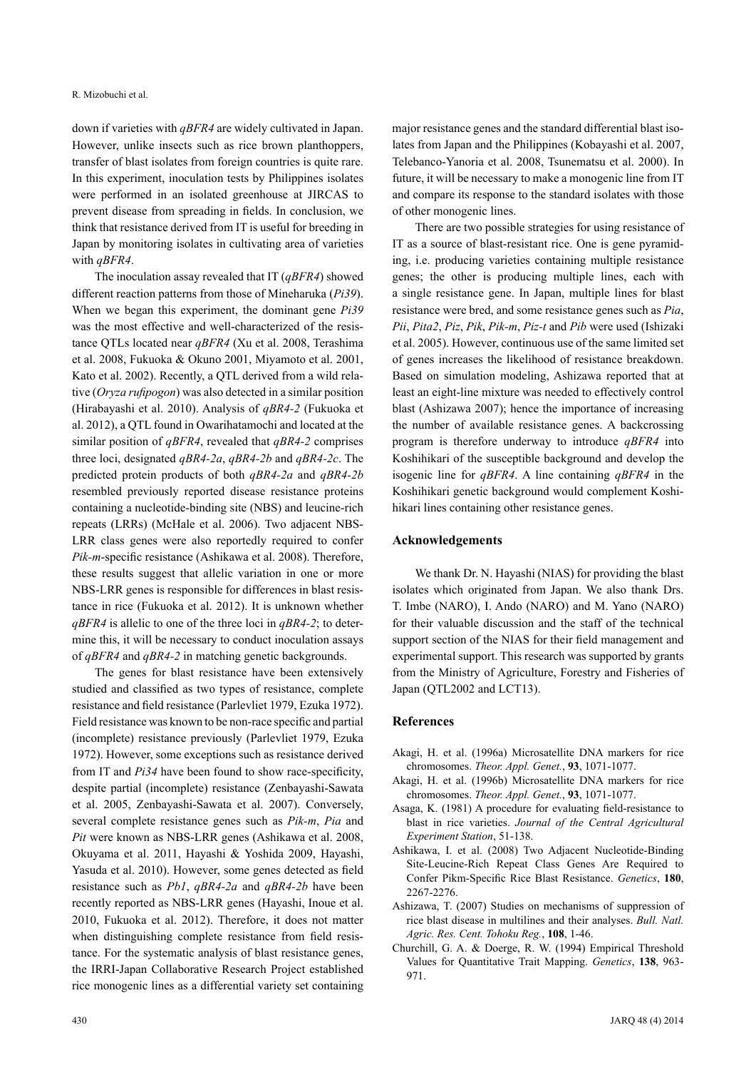down if varieties with *qBFR4* are widely cultivated in Japan. However, unlike insects such as rice brown planthoppers, transfer of blast isolates from foreign countries is quite rare. In this experiment, inoculation tests by Philippines isolates were performed in an isolated greenhouse at JIRCAS to prevent disease from spreading in fields. In conclusion, we think that resistance derived from IT is useful for breeding in Japan by monitoring isolates in cultivating area of varieties with *qBFR4*.

The inoculation assay revealed that IT (*qBFR4*) showed different reaction patterns from those of Mineharuka (*Pi39*). When we began this experiment, the dominant gene *Pi39* was the most effective and well-characterized of the resistance QTLs located near *qBFR4* (Xu et al. 2008, Terashima et al. 2008, Fukuoka & Okuno 2001, Miyamoto et al. 2001, Kato et al. 2002). Recently, a QTL derived from a wild relative (*Oryza rufipogon*) was also detected in a similar position (Hirabayashi et al. 2010). Analysis of *qBR4-2* (Fukuoka et al. 2012), a QTL found in Owarihatamochi and located at the similar position of *qBFR4*, revealed that *qBR4-2* comprises three loci, designated *qBR4-2a*, *qBR4-2b* and *qBR4-2c*. The predicted protein products of both *qBR4-2a* and *qBR4-2b* resembled previously reported disease resistance proteins containing a nucleotide-binding site (NBS) and leucine-rich repeats (LRRs) (McHale et al. 2006). Two adjacent NBS-LRR class genes were also reportedly required to confer *Pik-m*-specific resistance (Ashikawa et al. 2008). Therefore, these results suggest that allelic variation in one or more NBS-LRR genes is responsible for differences in blast resistance in rice (Fukuoka et al. 2012). It is unknown whether *qBFR4* is allelic to one of the three loci in *qBR4-2*; to determine this, it will be necessary to conduct inoculation assays of *qBFR4* and *qBR4-2* in matching genetic backgrounds.

The genes for blast resistance have been extensively studied and classified as two types of resistance, complete resistance and field resistance (Parlevliet 1979, Ezuka 1972). Field resistance was known to be non-race specific and partial (incomplete) resistance previously (Parlevliet 1979, Ezuka 1972). However, some exceptions such as resistance derived from IT and *Pi34* have been found to show race-specificity, despite partial (incomplete) resistance (Zenbayashi-Sawata et al. 2005, Zenbayashi-Sawata et al. 2007). Conversely, several complete resistance genes such as *Pik-m*, *Pia* and *Pit* were known as NBS-LRR genes (Ashikawa et al. 2008, Okuyama et al. 2011, Hayashi & Yoshida 2009, Hayashi, Yasuda et al. 2010). However, some genes detected as field resistance such as *Pb1*, *qBR4-2a* and *qBR4-2b* have been recently reported as NBS-LRR genes (Hayashi, Inoue et al. 2010, Fukuoka et al. 2012). Therefore, it does not matter when distinguishing complete resistance from field resistance. For the systematic analysis of blast resistance genes, the IRRI-Japan Collaborative Research Project established rice monogenic lines as a differential variety set containing major resistance genes and the standard differential blast isolates from Japan and the Philippines (Kobayashi et al. 2007, Telebanco-Yanoria et al. 2008, Tsunematsu et al. 2000). In future, it will be necessary to make a monogenic line from IT and compare its response to the standard isolates with those of other monogenic lines.

There are two possible strategies for using resistance of IT as a source of blast-resistant rice. One is gene pyramiding, i.e. producing varieties containing multiple resistance genes; the other is producing multiple lines, each with a single resistance gene. In Japan, multiple lines for blast resistance were bred, and some resistance genes such as *Pia*, *Pii*, *Pita2*, *Piz*, *Pik*, *Pik-m*, *Piz-t* and *Pib* were used (Ishizaki et al. 2005). However, continuous use of the same limited set of genes increases the likelihood of resistance breakdown. Based on simulation modeling, Ashizawa reported that at least an eight-line mixture was needed to effectively control blast (Ashizawa 2007); hence the importance of increasing the number of available resistance genes. A backcrossing program is therefore underway to introduce *qBFR4* into Koshihikari of the susceptible background and develop the isogenic line for *qBFR4*. A line containing *qBFR4* in the Koshihikari genetic background would complement Koshihikari lines containing other resistance genes.

## Acknowledgements

We thank Dr. N. Hayashi (NIAS) for providing the blast isolates which originated from Japan. We also thank Drs. T. Imbe (NARO), I. Ando (NARO) and M. Yano (NARO) for their valuable discussion and the staff of the technical support section of the NIAS for their field management and experimental support. This research was supported by grants from the Ministry of Agriculture, Forestry and Fisheries of Japan (QTL2002 and LCT13).

## References

Akagi, H. et al. (1996a) Microsatellite DNA markers for rice chromosomes. *Theor. Appl. Genet.*, **93**, 1071-1077.

Akagi, H. et al. (1996b) Microsatellite DNA markers for rice chromosomes. *Theor. Appl. Genet.*, **93**, 1071-1077.

Asaga, K. (1981) A procedure for evaluating field-resistance to blast in rice varieties. *Journal of the Central Agricultural Experiment Station*, 51-138.

Ashikawa, I. et al. (2008) Two Adjacent Nucleotide-Binding Site-Leucine-Rich Repeat Class Genes Are Required to Confer Pikm-Specific Rice Blast Resistance. *Genetics*, **180**, 2267-2276.

Ashizawa, T. (2007) Studies on mechanisms of suppression of rice blast disease in multilines and their analyses. *Bull. Natl. Agric. Res. Cent. Tohoku Reg.*, **108**, 1-46.

Churchill, G. A. & Doerge, R. W. (1994) Empirical Threshold Values for Quantitative Trait Mapping. *Genetics*, **138**, 963-971.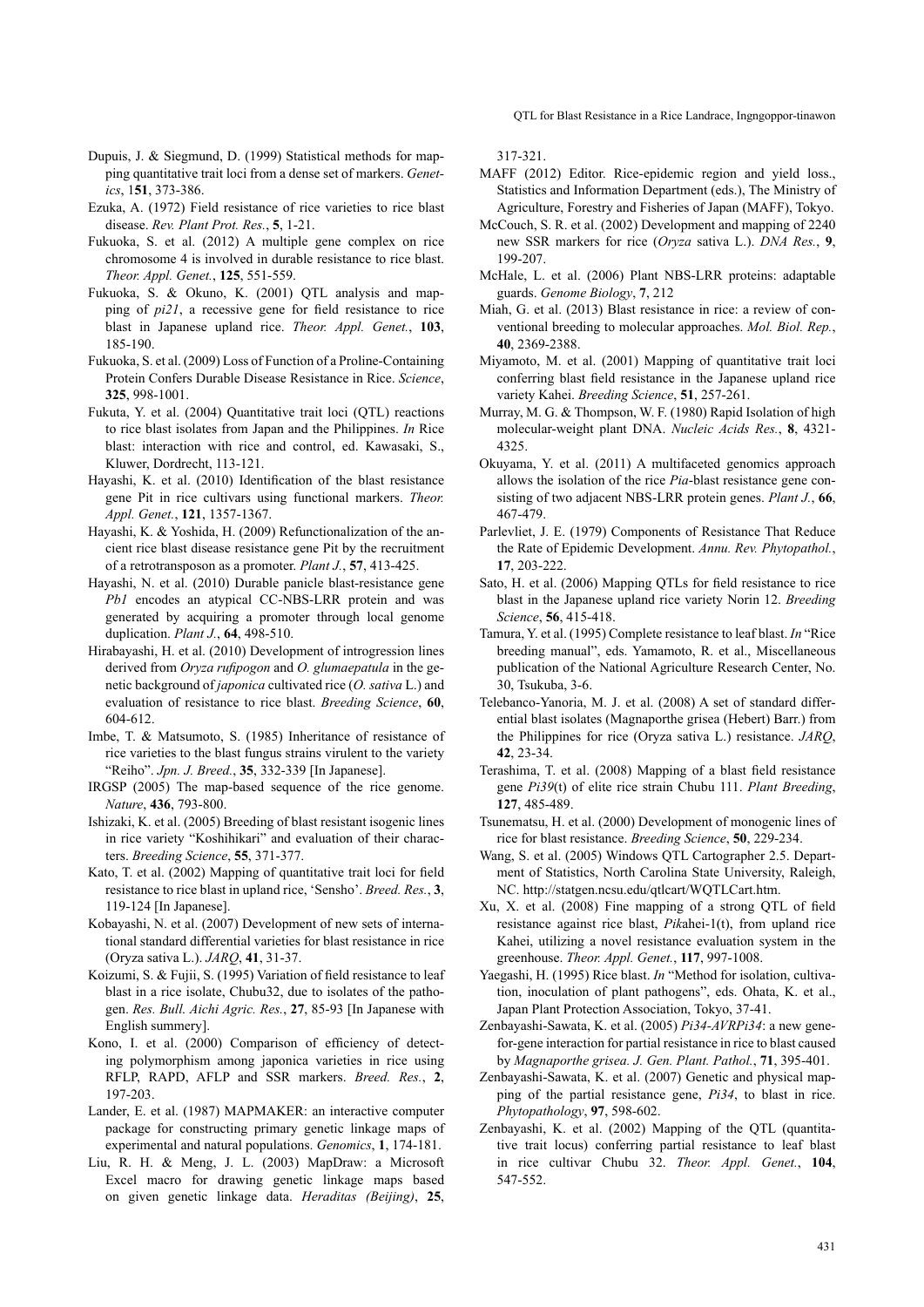Dupuis, J. & Siegmund, D. (1999) Statistical methods for mapping quantitative trait loci from a dense set of markers. *Genetics*, 1**51**, 373-386.

Ezuka, A. (1972) Field resistance of rice varieties to rice blast disease. *Rev. Plant Prot. Res.*, **5**, 1-21.

Fukuoka, S. et al. (2012) A multiple gene complex on rice chromosome 4 is involved in durable resistance to rice blast. *Theor. Appl. Genet.*, **125**, 551-559.

Fukuoka, S. & Okuno, K. (2001) QTL analysis and mapping of *pi21*, a recessive gene for field resistance to rice blast in Japanese upland rice. *Theor. Appl. Genet.*, **103**, 185-190.

Fukuoka, S. et al. (2009) Loss of Function of a Proline-Containing Protein Confers Durable Disease Resistance in Rice. *Science*, **325**, 998-1001.

Fukuta, Y. et al. (2004) Quantitative trait loci (QTL) reactions to rice blast isolates from Japan and the Philippines. *In* Rice blast: interaction with rice and control, ed. Kawasaki, S., Kluwer, Dordrecht, 113-121.

Hayashi, K. et al. (2010) Identification of the blast resistance gene Pit in rice cultivars using functional markers. *Theor. Appl. Genet.*, **121**, 1357-1367.

Hayashi, K. & Yoshida, H. (2009) Refunctionalization of the ancient rice blast disease resistance gene Pit by the recruitment of a retrotransposon as a promoter. *Plant J.*, **57**, 413-425.

Hayashi, N. et al. (2010) Durable panicle blast-resistance gene *Pb1* encodes an atypical CC-NBS-LRR protein and was generated by acquiring a promoter through local genome duplication. *Plant J.*, **64**, 498-510.

Hirabayashi, H. et al. (2010) Development of introgression lines derived from *Oryza rufipogon* and *O. glumaepatula* in the genetic background of *japonica* cultivated rice (*O. sativa* L.) and evaluation of resistance to rice blast. *Breeding Science*, **60**, 604-612.

Imbe, T. & Matsumoto, S. (1985) Inheritance of resistance of rice varieties to the blast fungus strains virulent to the variety "Reiho". *Jpn. J. Breed.*, **35**, 332-339 [In Japanese].

IRGSP (2005) The map-based sequence of the rice genome. *Nature*, **436**, 793-800.

Ishizaki, K. et al. (2005) Breeding of blast resistant isogenic lines in rice variety "Koshihikari" and evaluation of their characters. *Breeding Science*, **55**, 371-377.

Kato, T. et al. (2002) Mapping of quantitative trait loci for field resistance to rice blast in upland rice, 'Sensho'. *Breed. Res.*, **3**, 119-124 [In Japanese].

Kobayashi, N. et al. (2007) Development of new sets of international standard differential varieties for blast resistance in rice (Oryza sativa L.). *JARQ*, **41**, 31-37.

Koizumi, S. & Fujii, S. (1995) Variation of field resistance to leaf blast in a rice isolate, Chubu32, due to isolates of the pathogen. *Res. Bull. Aichi Agric. Res.*, **27**, 85-93 [In Japanese with English summery].

Kono, I. et al. (2000) Comparison of efficiency of detecting polymorphism among japonica varieties in rice using RFLP, RAPD, AFLP and SSR markers. *Breed. Res.*, **2**, 197-203.

Lander, E. et al. (1987) MAPMAKER: an interactive computer package for constructing primary genetic linkage maps of experimental and natural populations. *Genomics*, **1**, 174-181.

Liu, R. H. & Meng, J. L. (2003) MapDraw: a Microsoft Excel macro for drawing genetic linkage maps based on given genetic linkage data. *Heraditas (Beijing)*, **25**, 317-321.

MAFF (2012) Editor. Rice-epidemic region and yield loss., Statistics and Information Department (eds.), The Ministry of Agriculture, Forestry and Fisheries of Japan (MAFF), Tokyo.

McCouch, S. R. et al. (2002) Development and mapping of 2240 new SSR markers for rice (*Oryza* sativa L.). *DNA Res.*, **9**, 199-207.

McHale, L. et al. (2006) Plant NBS-LRR proteins: adaptable guards. *Genome Biology*, **7**, 212

Miah, G. et al. (2013) Blast resistance in rice: a review of conventional breeding to molecular approaches. *Mol. Biol. Rep.*, **40**, 2369-2388.

Miyamoto, M. et al. (2001) Mapping of quantitative trait loci conferring blast field resistance in the Japanese upland rice variety Kahei. *Breeding Science*, **51**, 257-261.

Murray, M. G. & Thompson, W. F. (1980) Rapid Isolation of high molecular-weight plant DNA. *Nucleic Acids Res.*, **8**, 4321-4325.

Okuyama, Y. et al. (2011) A multifaceted genomics approach allows the isolation of the rice *Pia*-blast resistance gene consisting of two adjacent NBS-LRR protein genes. *Plant J.*, **66**, 467-479.

Parlevliet, J. E. (1979) Components of Resistance That Reduce the Rate of Epidemic Development. *Annu. Rev. Phytopathol.*, **17**, 203-222.

Sato, H. et al. (2006) Mapping QTLs for field resistance to rice blast in the Japanese upland rice variety Norin 12. *Breeding Science*, **56**, 415-418.

Tamura, Y. et al. (1995) Complete resistance to leaf blast. *In* "Rice breeding manual", eds. Yamamoto, R. et al., Miscellaneous publication of the National Agriculture Research Center, No. 30, Tsukuba, 3-6.

Telebanco-Yanoria, M. J. et al. (2008) A set of standard differential blast isolates (Magnaporthe grisea (Hebert) Barr.) from the Philippines for rice (Oryza sativa L.) resistance. *JARQ*, **42**, 23-34.

Terashima, T. et al. (2008) Mapping of a blast field resistance gene *Pi39*(t) of elite rice strain Chubu 111. *Plant Breeding*, **127**, 485-489.

Tsunematsu, H. et al. (2000) Development of monogenic lines of rice for blast resistance. *Breeding Science*, **50**, 229-234.

Wang, S. et al. (2005) Windows QTL Cartographer 2.5. Department of Statistics, North Carolina State University, Raleigh, NC. http://statgen.ncsu.edu/qtlcart/WQTLCart.htm.

Xu, X. et al. (2008) Fine mapping of a strong QTL of field resistance against rice blast, *Pik*ahei-1(t), from upland rice Kahei, utilizing a novel resistance evaluation system in the greenhouse. *Theor. Appl. Genet.*, **117**, 997-1008.

Yaegashi, H. (1995) Rice blast. *In* "Method for isolation, cultivation, inoculation of plant pathogens", eds. Ohata, K. et al., Japan Plant Protection Association, Tokyo, 37-41.

Zenbayashi-Sawata, K. et al. (2005) *Pi34-AVRPi34*: a new gene-for-gene interaction for partial resistance in rice to blast caused by *Magnaporthe grisea. J. Gen. Plant. Pathol.*, **71**, 395-401.

Zenbayashi-Sawata, K. et al. (2007) Genetic and physical mapping of the partial resistance gene, *Pi34*, to blast in rice. *Phytopathology*, **97**, 598-602.

Zenbayashi, K. et al. (2002) Mapping of the QTL (quantitative trait locus) conferring partial resistance to leaf blast in rice cultivar Chubu 32. *Theor. Appl. Genet.*, **104**, 547-552.